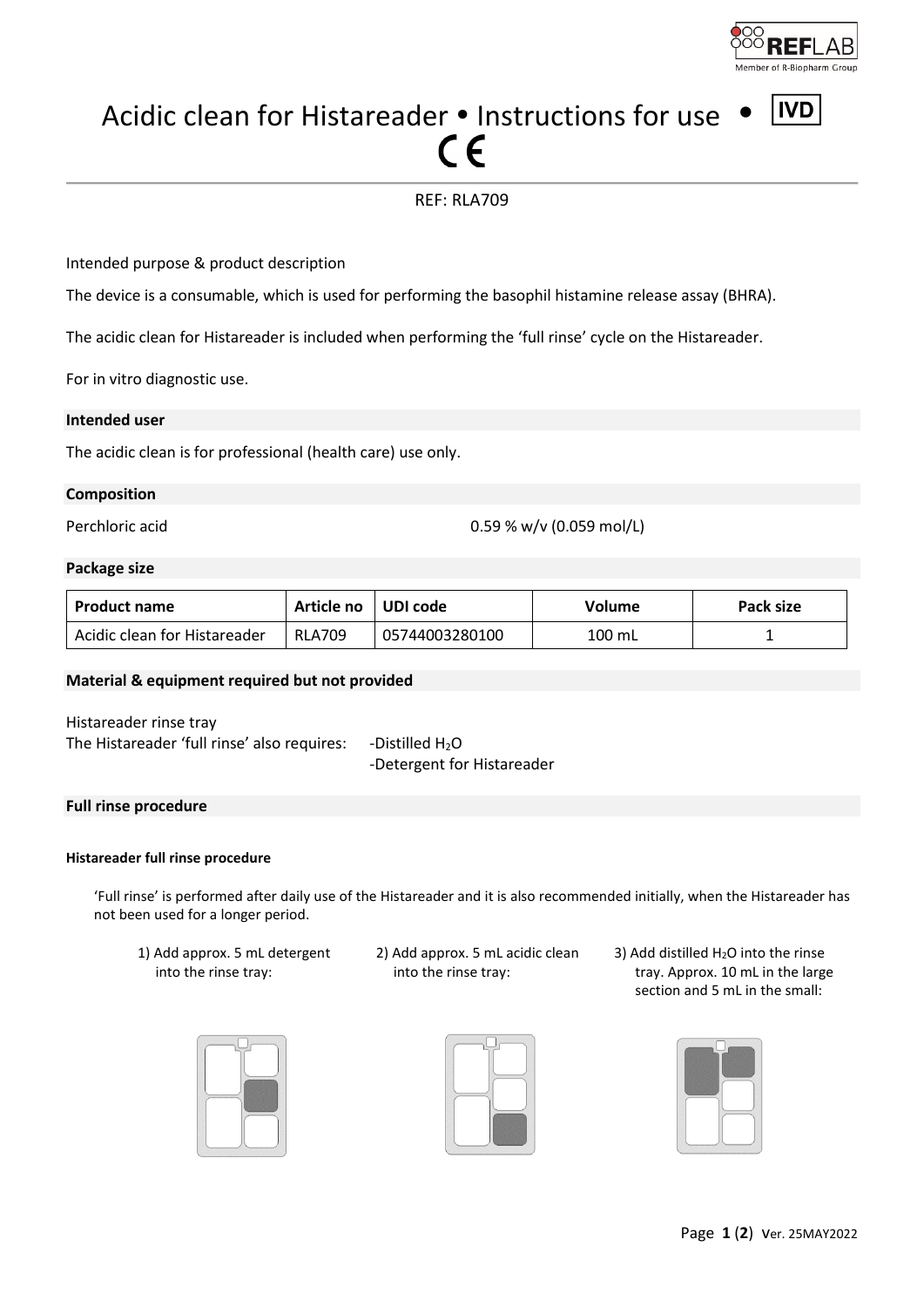# Acidic clean for Histareader • Instructions for use • IVD CE

REF: RLA709

Intended purpose & product description

The device is a consumable, which is used for performing the basophil histamine release assay (BHRA).

The acidic clean for Histareader is included when performing the 'full rinse' cycle on the Histareader.

For in vitro diagnostic use.

## Intended user

The acidic clean is for professional (health care) use only.

## Composition

Perchloric acid 0.59 % w/v (0.059 mol/L)

## Package size

| Product name | Article no | UDI code | Volume | Pack size |
|---|---|---|---|---|
| Acidic clean for Histareader | RLA709 | 05744003280100 | 100 mL | 1 |

## Material & equipment required but not provided

Histareader rinse tray

The Histareader 'full rinse' also requires:
- Distilled $H_2O$
- Detergent for Histareader

## Full rinse procedure

### Histareader full rinse procedure

'Full rinse' is performed after daily use of the Histareader and it is also recommended initially, when the Histareader has not been used for a longer period.

1) Add approx. 5 mL detergent into the rinse tray:
2) Add approx. 5 mL acidic clean into the rinse tray:
3) Add distilled $H_2O$ into the rinse tray. Approx. 10 mL in the large section and 5 mL in the small: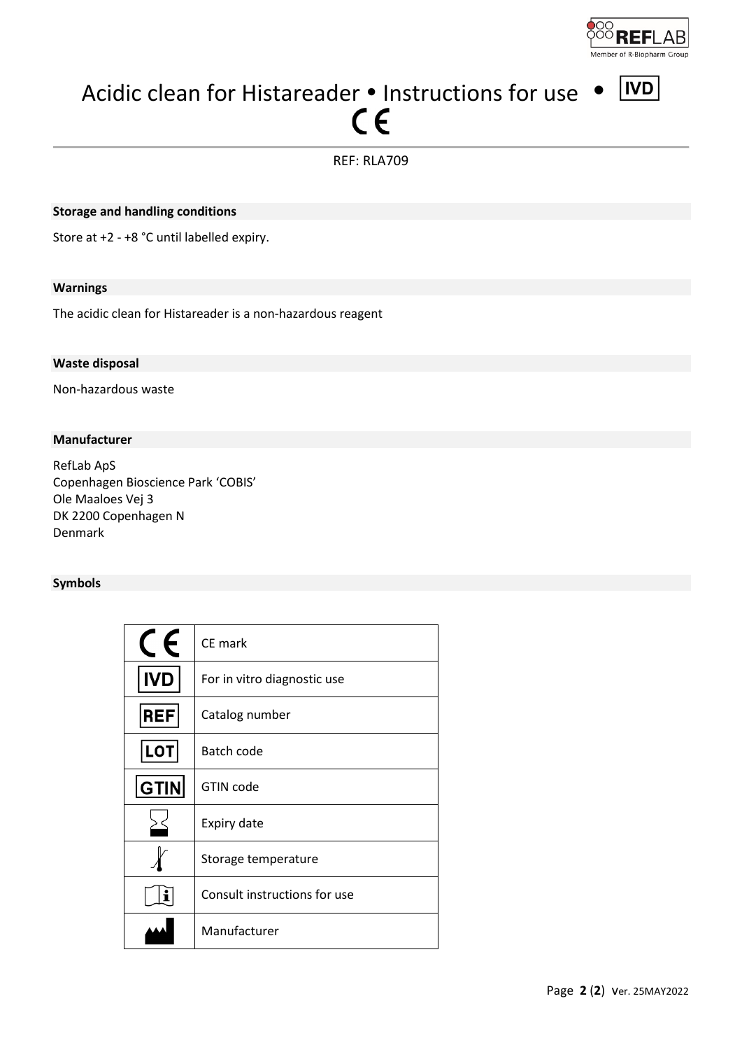# Acidic clean for Histareader • Instructions for use • IVD CE

REF: RLA709

## Storage and handling conditions

Store at +2 - +8 °C until labelled expiry.

## Warnings

The acidic clean for Histareader is a non-hazardous reagent

## Waste disposal

Non-hazardous waste

## Manufacturer

RefLab ApS
Copenhagen Bioscience Park 'COBIS'
Ole Maaloes Vej 3
DK 2200 Copenhagen N
Denmark

## Symbols

| | |
|---|---|
| CE | CE mark |
| IVD | For in vitro diagnostic use |
| REF | Catalog number |
| LOT | Batch code |
| GTIN | GTIN code |
| | Expiry date |
| | Storage temperature |
| | Consult instructions for use |
| | Manufacturer |